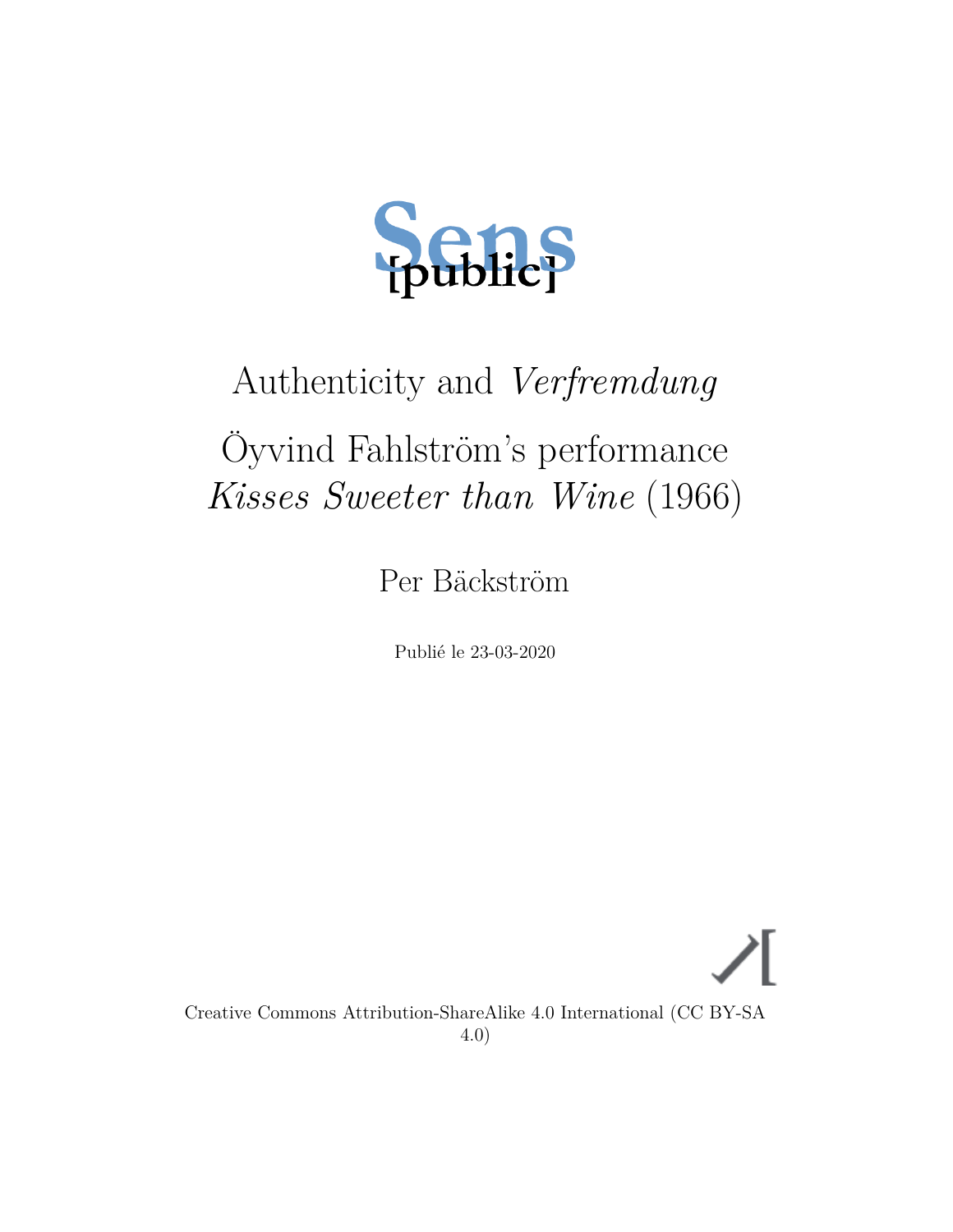Sens [public]

# Authenticity and *Verfremdung*

## Öyvind Fahlström's performance *Kisses Sweeter than Wine* (1966)

Per Bäckström

Publié le 23-03-2020

Creative Commons Attribution-ShareAlike 4.0 International (CC BY-SA 4.0)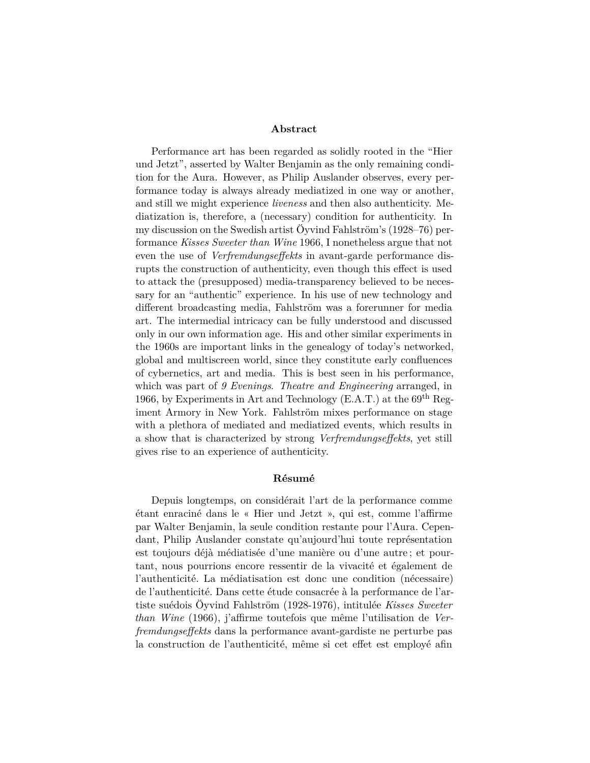## Abstract

Performance art has been regarded as solidly rooted in the "Hier und Jetzt", asserted by Walter Benjamin as the only remaining condition for the Aura. However, as Philip Auslander observes, every performance today is always already mediatized in one way or another, and still we might experience *liveness* and then also authenticity. Mediatization is, therefore, a (necessary) condition for authenticity. In my discussion on the Swedish artist Öyvind Fahlström's (1928–76) performance *Kisses Sweeter than Wine* 1966, I nonetheless argue that not even the use of *Verfremdungseffekts* in avant-garde performance disrupts the construction of authenticity, even though this effect is used to attack the (presupposed) media-transparency believed to be necessary for an "authentic" experience. In his use of new technology and different broadcasting media, Fahlström was a forerunner for media art. The intermedial intricacy can be fully understood and discussed only in our own information age. His and other similar experiments in the 1960s are important links in the genealogy of today's networked, global and multiscreen world, since they constitute early confluences of cybernetics, art and media. This is best seen in his performance, which was part of *9 Evenings. Theatre and Engineering* arranged, in 1966, by Experiments in Art and Technology (E.A.T.) at the 69th Regiment Armory in New York. Fahlström mixes performance on stage with a plethora of mediated and mediatized events, which results in a show that is characterized by strong *Verfremdungseffekts*, yet still gives rise to an experience of authenticity.

## Résumé

Depuis longtemps, on considérait l'art de la performance comme étant enraciné dans le « Hier und Jetzt », qui est, comme l'affirme par Walter Benjamin, la seule condition restante pour l'Aura. Cependant, Philip Auslander constate qu'aujourd'hui toute représentation est toujours déjà médiatisée d'une manière ou d'une autre ; et pourtant, nous pourrions encore ressentir de la vivacité et également de l'authenticité. La médiatisation est donc une condition (nécessaire) de l'authenticité. Dans cette étude consacrée à la performance de l'artiste suédois Öyvind Fahlström (1928-1976), intitulée *Kisses Sweeter than Wine* (1966), j'affirme toutefois que même l'utilisation de *Verfremdungseffekts* dans la performance avant-gardiste ne perturbe pas la construction de l'authenticité, même si cet effet est employé afin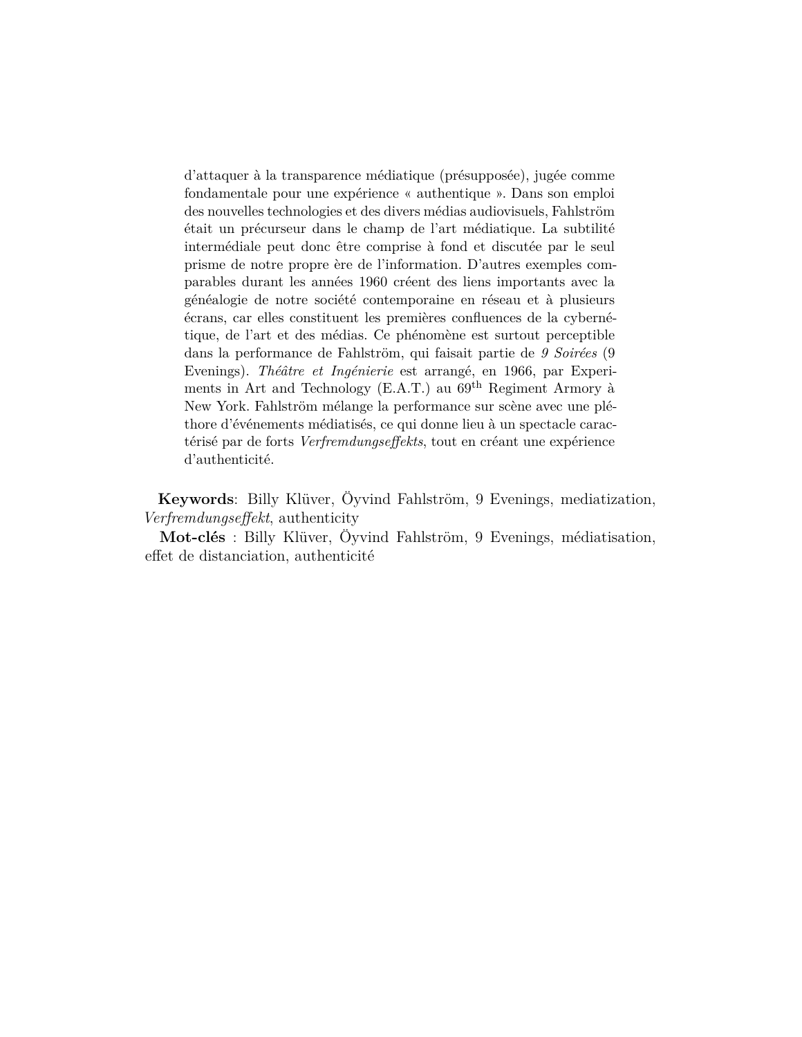d'attaquer à la transparence médiatique (présupposée), jugée comme fondamentale pour une expérience « authentique ». Dans son emploi des nouvelles technologies et des divers médias audiovisuels, Fahlström était un précurseur dans le champ de l'art médiatique. La subtilité intermédiale peut donc être comprise à fond et discutée par le seul prisme de notre propre ère de l'information. D'autres exemples comparables durant les années 1960 créent des liens importants avec la généalogie de notre société contemporaine en réseau et à plusieurs écrans, car elles constituent les premières confluences de la cybernétique, de l'art et des médias. Ce phénomène est surtout perceptible dans la performance de Fahlström, qui faisait partie de *9 Soirées* (9 Evenings). *Théâtre et Ingénierie* est arrangé, en 1966, par Experiments in Art and Technology (E.A.T.) au 69$^{\text{th}}$ Regiment Armory à New York. Fahlström mélange la performance sur scène avec une pléthore d'événements médiatisés, ce qui donne lieu à un spectacle caractérisé par de forts *Verfremdungseffekts*, tout en créant une expérience d'authenticité.

**Keywords**: Billy Klüver, Öyvind Fahlström, 9 Evenings, mediatization, *Verfremdungseffekt*, authenticity

**Mot-clés** : Billy Klüver, Öyvind Fahlström, 9 Evenings, médiatisation, effet de distanciation, authenticité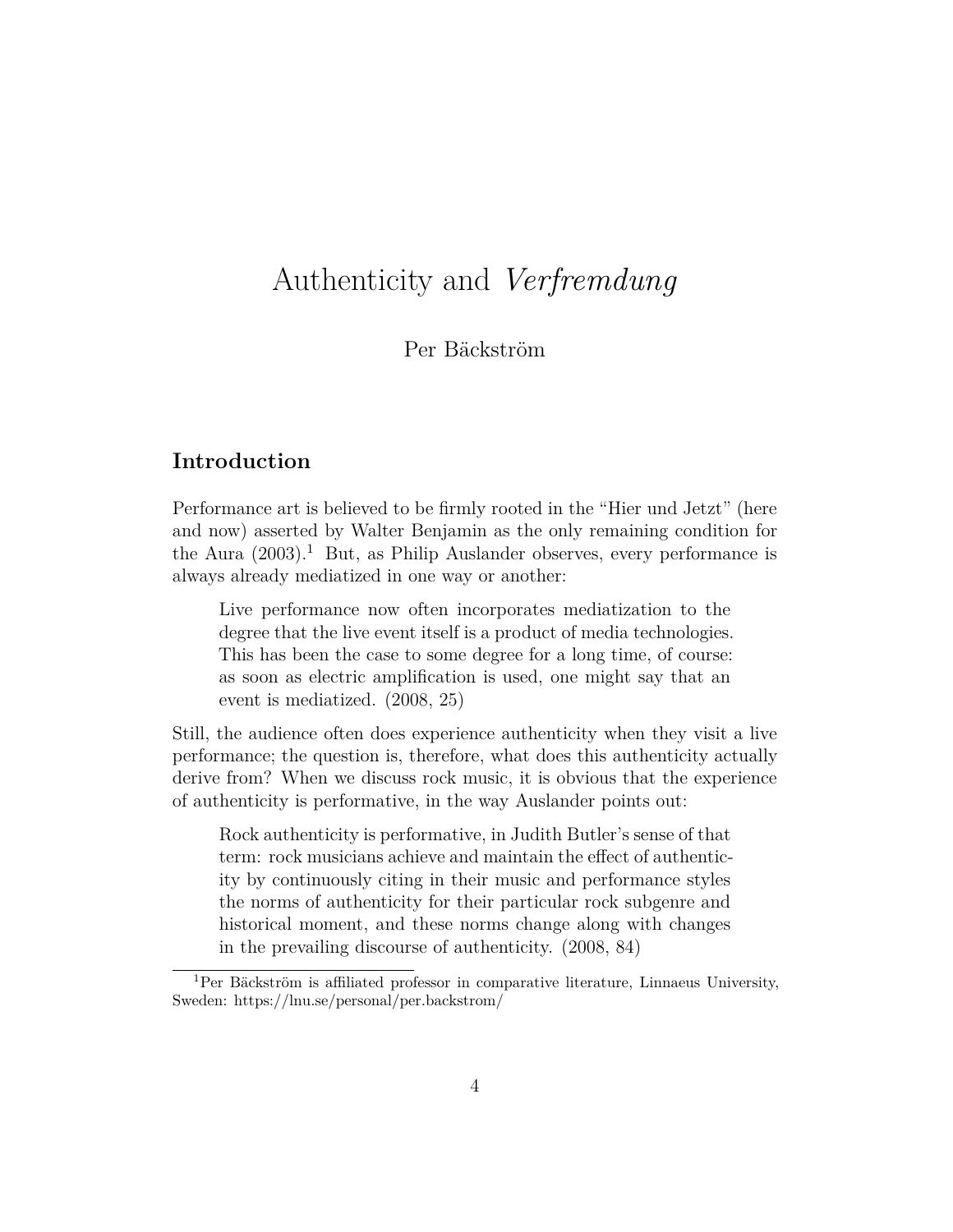# Authenticity and *Verfremdung*

Per Bäckström

## Introduction

Performance art is believed to be firmly rooted in the "Hier und Jetzt" (here and now) asserted by Walter Benjamin as the only remaining condition for the Aura (2003).[1] But, as Philip Auslander observes, every performance is always already mediatized in one way or another:

> Live performance now often incorporates mediatization to the degree that the live event itself is a product of media technologies. This has been the case to some degree for a long time, of course: as soon as electric amplification is used, one might say that an event is mediatized. (2008, 25)

Still, the audience often does experience authenticity when they visit a live performance; the question is, therefore, what does this authenticity actually derive from? When we discuss rock music, it is obvious that the experience of authenticity is performative, in the way Auslander points out:

> Rock authenticity is performative, in Judith Butler's sense of that term: rock musicians achieve and maintain the effect of authenticity by continuously citing in their music and performance styles the norms of authenticity for their particular rock subgenre and historical moment, and these norms change along with changes in the prevailing discourse of authenticity. (2008, 84)

[1] Per Bäckström is affiliated professor in comparative literature, Linnaeus University, Sweden: https://lnu.se/personal/per.backstrom/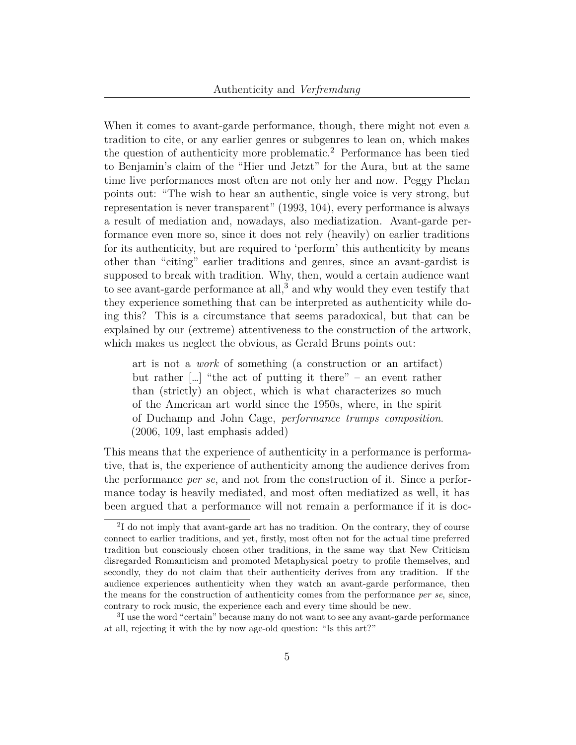When it comes to avant-garde performance, though, there might not even a tradition to cite, or any earlier genres or subgenres to lean on, which makes the question of authenticity more problematic.[2] Performance has been tied to Benjamin's claim of the "Hier und Jetzt" for the Aura, but at the same time live performances most often are not only her and now. Peggy Phelan points out: "The wish to hear an authentic, single voice is very strong, but representation is never transparent" (1993, 104), every performance is always a result of mediation and, nowadays, also mediatization. Avant-garde performance even more so, since it does not rely (heavily) on earlier traditions for its authenticity, but are required to 'perform' this authenticity by means other than "citing" earlier traditions and genres, since an avant-gardist is supposed to break with tradition. Why, then, would a certain audience want to see avant-garde performance at all,[3] and why would they even testify that they experience something that can be interpreted as authenticity while doing this? This is a circumstance that seems paradoxical, but that can be explained by our (extreme) attentiveness to the construction of the artwork, which makes us neglect the obvious, as Gerald Bruns points out:

> art is not a *work* of something (a construction or an artifact) but rather […] "the act of putting it there" – an event rather than (strictly) an object, which is what characterizes so much of the American art world since the 1950s, where, in the spirit of Duchamp and John Cage, *performance trumps composition*. (2006, 109, last emphasis added)

This means that the experience of authenticity in a performance is performative, that is, the experience of authenticity among the audience derives from the performance *per se*, and not from the construction of it. Since a performance today is heavily mediated, and most often mediatized as well, it has been argued that a performance will not remain a performance if it is doc-

---

[2] I do not imply that avant-garde art has no tradition. On the contrary, they of course connect to earlier traditions, and yet, firstly, most often not for the actual time preferred tradition but consciously chosen other traditions, in the same way that New Criticism disregarded Romanticism and promoted Metaphysical poetry to profile themselves, and secondly, they do not claim that their authenticity derives from any tradition. If the audience experiences authenticity when they watch an avant-garde performance, then the means for the construction of authenticity comes from the performance *per se*, since, contrary to rock music, the experience each and every time should be new.

[3] I use the word "certain" because many do not want to see any avant-garde performance at all, rejecting it with the by now age-old question: "Is this art?"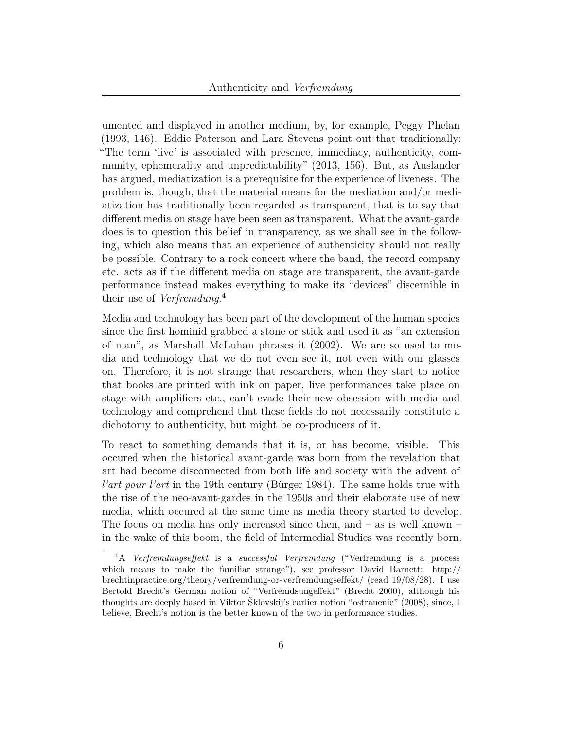umented and displayed in another medium, by, for example, Peggy Phelan (1993, 146). Eddie Paterson and Lara Stevens point out that traditionally: "The term 'live' is associated with presence, immediacy, authenticity, community, ephemerality and unpredictability" (2013, 156). But, as Auslander has argued, mediatization is a prerequisite for the experience of liveness. The problem is, though, that the material means for the mediation and/or mediatization has traditionally been regarded as transparent, that is to say that different media on stage have been seen as transparent. What the avant-garde does is to question this belief in transparency, as we shall see in the following, which also means that an experience of authenticity should not really be possible. Contrary to a rock concert where the band, the record company etc. acts as if the different media on stage are transparent, the avant-garde performance instead makes everything to make its "devices" discernible in their use of *Verfremdung*.[4]

Media and technology has been part of the development of the human species since the first hominid grabbed a stone or stick and used it as "an extension of man", as Marshall McLuhan phrases it (2002). We are so used to media and technology that we do not even see it, not even with our glasses on. Therefore, it is not strange that researchers, when they start to notice that books are printed with ink on paper, live performances take place on stage with amplifiers etc., can't evade their new obsession with media and technology and comprehend that these fields do not necessarily constitute a dichotomy to authenticity, but might be co-producers of it.

To react to something demands that it is, or has become, visible. This occured when the historical avant-garde was born from the revelation that art had become disconnected from both life and society with the advent of *l'art pour l'art* in the 19th century (Bürger 1984). The same holds true with the rise of the neo-avant-gardes in the 1950s and their elaborate use of new media, which occured at the same time as media theory started to develop. The focus on media has only increased since then, and – as is well known – in the wake of this boom, the field of Intermedial Studies was recently born.

[4] A *Verfremdungseffekt* is a *successful Verfremdung* ("Verfremdung is a process which means to make the familiar strange"), see professor David Barnett: http://brechtinpractice.org/theory/verfremdung-or-verfremdungseffekt/ (read 19/08/28). I use Bertold Brecht's German notion of "Verfremdsungeffekt" (Brecht 2000), although his thoughts are deeply based in Viktor Šklovskij's earlier notion "ostranenie" (2008), since, I believe, Brecht's notion is the better known of the two in performance studies.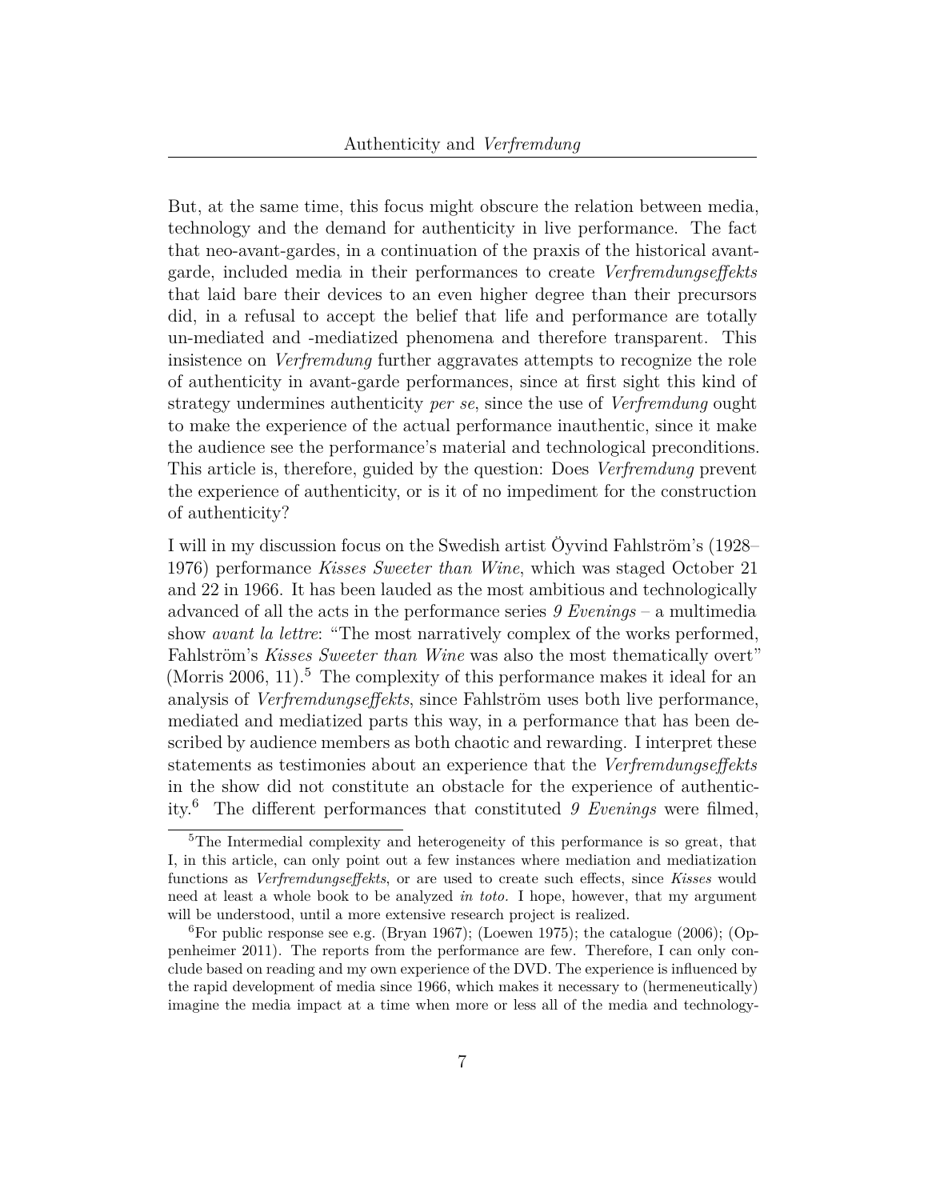But, at the same time, this focus might obscure the relation between media, technology and the demand for authenticity in live performance. The fact that neo-avant-gardes, in a continuation of the praxis of the historical avant-garde, included media in their performances to create *Verfremdungseffekts* that laid bare their devices to an even higher degree than their precursors did, in a refusal to accept the belief that life and performance are totally un-mediated and -mediatized phenomena and therefore transparent. This insistence on *Verfremdung* further aggravates attempts to recognize the role of authenticity in avant-garde performances, since at first sight this kind of strategy undermines authenticity *per se*, since the use of *Verfremdung* ought to make the experience of the actual performance inauthentic, since it make the audience see the performance's material and technological preconditions. This article is, therefore, guided by the question: Does *Verfremdung* prevent the experience of authenticity, or is it of no impediment for the construction of authenticity?

I will in my discussion focus on the Swedish artist Öyvind Fahlström's (1928–1976) performance *Kisses Sweeter than Wine*, which was staged October 21 and 22 in 1966. It has been lauded as the most ambitious and technologically advanced of all the acts in the performance series *9 Evenings* – a multimedia show *avant la lettre*: "The most narratively complex of the works performed, Fahlström's *Kisses Sweeter than Wine* was also the most thematically overt" (Morris 2006, 11).[5] The complexity of this performance makes it ideal for an analysis of *Verfremdungseffekts*, since Fahlström uses both live performance, mediated and mediatized parts this way, in a performance that has been described by audience members as both chaotic and rewarding. I interpret these statements as testimonies about an experience that the *Verfremdungseffekts* in the show did not constitute an obstacle for the experience of authenticity.[6] The different performances that constituted *9 Evenings* were filmed,

[5]The Intermedial complexity and heterogeneity of this performance is so great, that I, in this article, can only point out a few instances where mediation and mediatization functions as *Verfremdungseffekts*, or are used to create such effects, since *Kisses* would need at least a whole book to be analyzed *in toto*. I hope, however, that my argument will be understood, until a more extensive research project is realized.

[6]For public response see e.g. (Bryan 1967); (Loewen 1975); the catalogue (2006); (Oppenheimer 2011). The reports from the performance are few. Therefore, I can only conclude based on reading and my own experience of the DVD. The experience is influenced by the rapid development of media since 1966, which makes it necessary to (hermeneutically) imagine the media impact at a time when more or less all of the media and technology-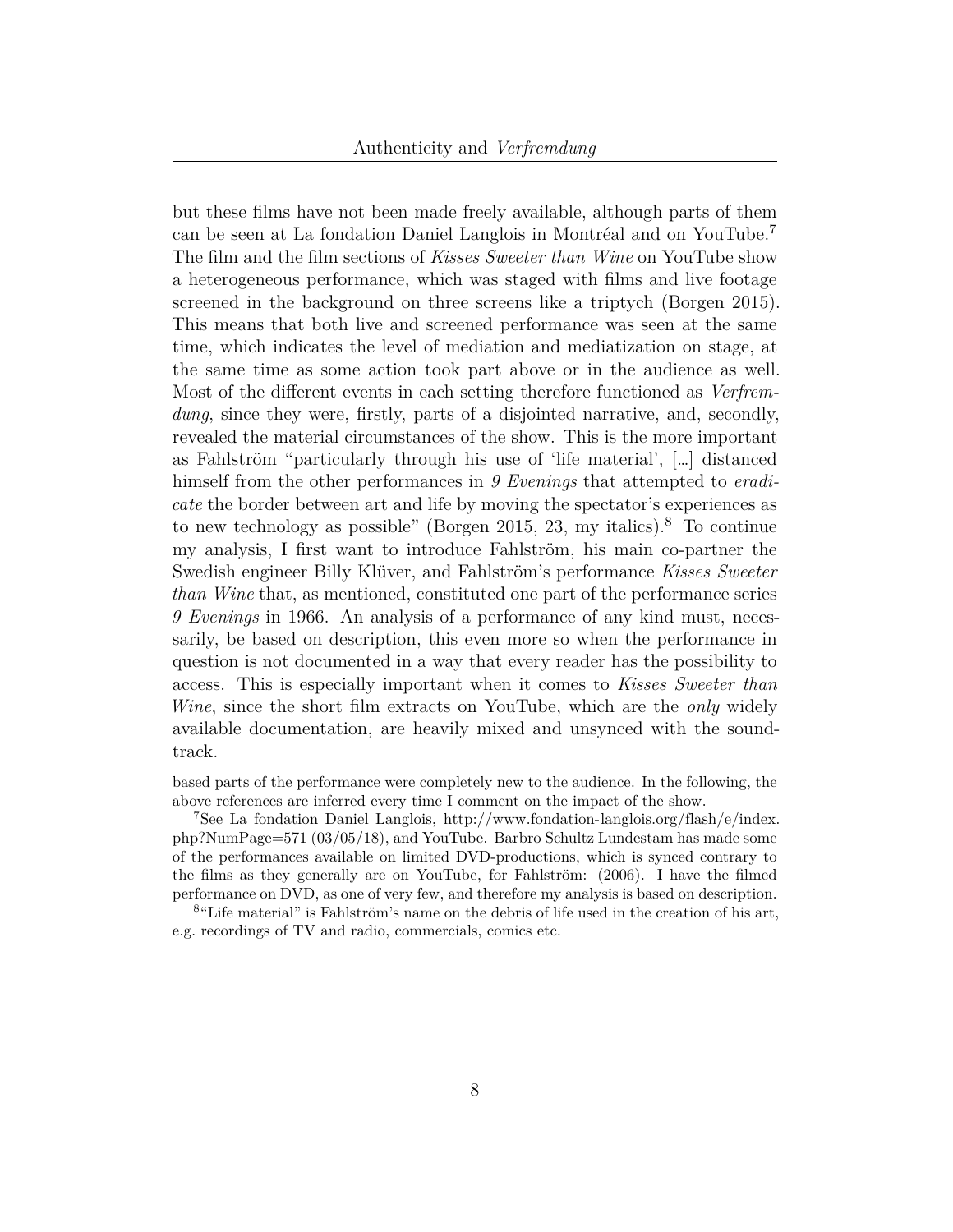but these films have not been made freely available, although parts of them can be seen at La fondation Daniel Langlois in Montréal and on YouTube.[7] The film and the film sections of *Kisses Sweeter than Wine* on YouTube show a heterogeneous performance, which was staged with films and live footage screened in the background on three screens like a triptych (Borgen 2015). This means that both live and screened performance was seen at the same time, which indicates the level of mediation and mediatization on stage, at the same time as some action took part above or in the audience as well. Most of the different events in each setting therefore functioned as *Verfremdung*, since they were, firstly, parts of a disjointed narrative, and, secondly, revealed the material circumstances of the show. This is the more important as Fahlström "particularly through his use of 'life material', […] distanced himself from the other performances in *9 Evenings* that attempted to *eradicate* the border between art and life by moving the spectator's experiences as to new technology as possible" (Borgen 2015, 23, my italics).[8] To continue my analysis, I first want to introduce Fahlström, his main co-partner the Swedish engineer Billy Klüver, and Fahlström's performance *Kisses Sweeter than Wine* that, as mentioned, constituted one part of the performance series *9 Evenings* in 1966. An analysis of a performance of any kind must, necessarily, be based on description, this even more so when the performance in question is not documented in a way that every reader has the possibility to access. This is especially important when it comes to *Kisses Sweeter than Wine*, since the short film extracts on YouTube, which are the *only* widely available documentation, are heavily mixed and unsynced with the soundtrack.

---

based parts of the performance were completely new to the audience. In the following, the above references are inferred every time I comment on the impact of the show.

[7] See La fondation Daniel Langlois, http://www.fondation-langlois.org/flash/e/index.php?NumPage=571 (03/05/18), and YouTube. Barbro Schultz Lundestam has made some of the performances available on limited DVD-productions, which is synced contrary to the films as they generally are on YouTube, for Fahlström: (2006). I have the filmed performance on DVD, as one of very few, and therefore my analysis is based on description.

[8] "Life material" is Fahlström's name on the debris of life used in the creation of his art, e.g. recordings of TV and radio, commercials, comics etc.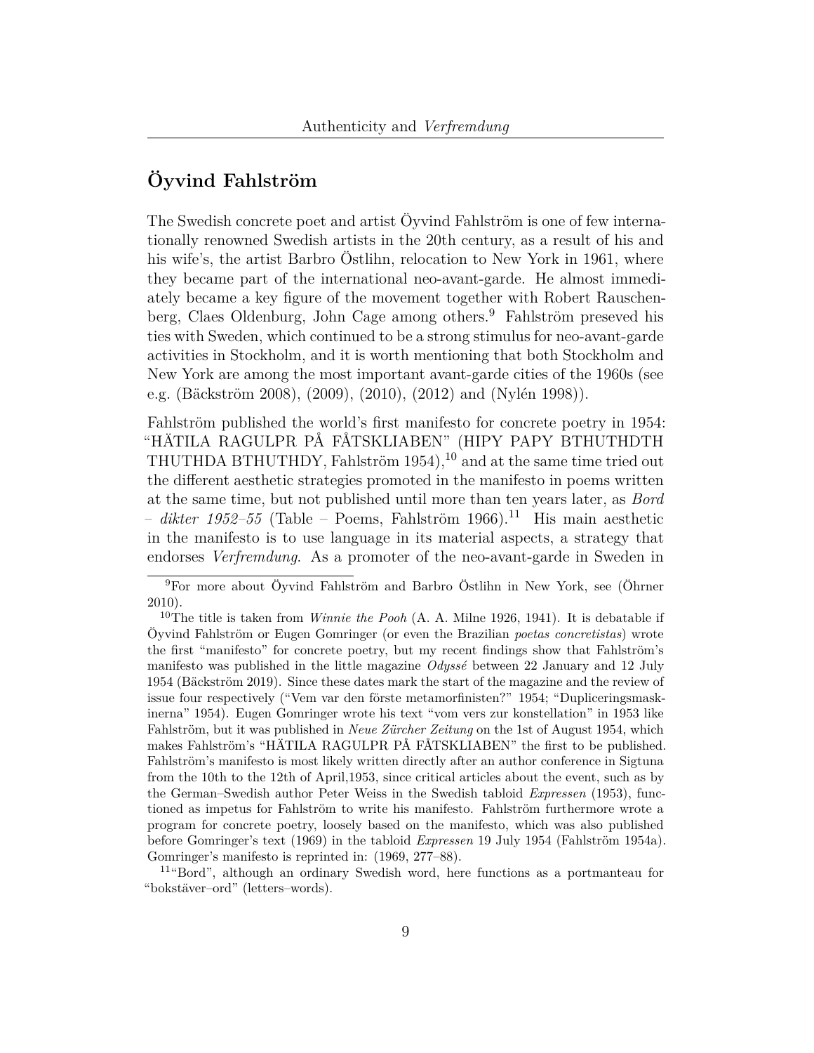## Öyvind Fahlström

The Swedish concrete poet and artist Öyvind Fahlström is one of few internationally renowned Swedish artists in the 20th century, as a result of his and his wife's, the artist Barbro Östlihn, relocation to New York in 1961, where they became part of the international neo-avant-garde. He almost immediately became a key figure of the movement together with Robert Rauschenberg, Claes Oldenburg, John Cage among others.[9] Fahlström preseved his ties with Sweden, which continued to be a strong stimulus for neo-avant-garde activities in Stockholm, and it is worth mentioning that both Stockholm and New York are among the most important avant-garde cities of the 1960s (see e.g. (Bäckström 2008), (2009), (2010), (2012) and (Nylén 1998)).

Fahlström published the world's first manifesto for concrete poetry in 1954: "HÄTILA RAGULPR PÅ FÅTSKLIABEN" (HIPY PAPY BTHUTHDTH THUTHDA BTHUTHDY, Fahlström 1954),[10] and at the same time tried out the different aesthetic strategies promoted in the manifesto in poems written at the same time, but not published until more than ten years later, as *Bord – dikter 1952–55* (Table – Poems, Fahlström 1966).[11] His main aesthetic in the manifesto is to use language in its material aspects, a strategy that endorses *Verfremdung*. As a promoter of the neo-avant-garde in Sweden in

[9] For more about Öyvind Fahlström and Barbro Östlihn in New York, see (Öhrner 2010).

[10] The title is taken from *Winnie the Pooh* (A. A. Milne 1926, 1941). It is debatable if Öyvind Fahlström or Eugen Gomringer (or even the Brazilian *poetas concretistas*) wrote the first "manifesto" for concrete poetry, but my recent findings show that Fahlström's manifesto was published in the little magazine *Odyssé* between 22 January and 12 July 1954 (Bäckström 2019). Since these dates mark the start of the magazine and the review of issue four respectively ("Vem var den förste metamorfinisten?" 1954; "Dupliceringsmaskinerna" 1954). Eugen Gomringer wrote his text "vom vers zur konstellation" in 1953 like Fahlström, but it was published in *Neue Zürcher Zeitung* on the 1st of August 1954, which makes Fahlström's "HÄTILA RAGULPR PÅ FÅTSKLIABEN" the first to be published. Fahlström's manifesto is most likely written directly after an author conference in Sigtuna from the 10th to the 12th of April,1953, since critical articles about the event, such as by the German–Swedish author Peter Weiss in the Swedish tabloid *Expressen* (1953), functioned as impetus for Fahlström to write his manifesto. Fahlström furthermore wrote a program for concrete poetry, loosely based on the manifesto, which was also published before Gomringer's text (1969) in the tabloid *Expressen* 19 July 1954 (Fahlström 1954a). Gomringer's manifesto is reprinted in: (1969, 277–88).

[11] "Bord", although an ordinary Swedish word, here functions as a portmanteau for "bokstäver–ord" (letters–words).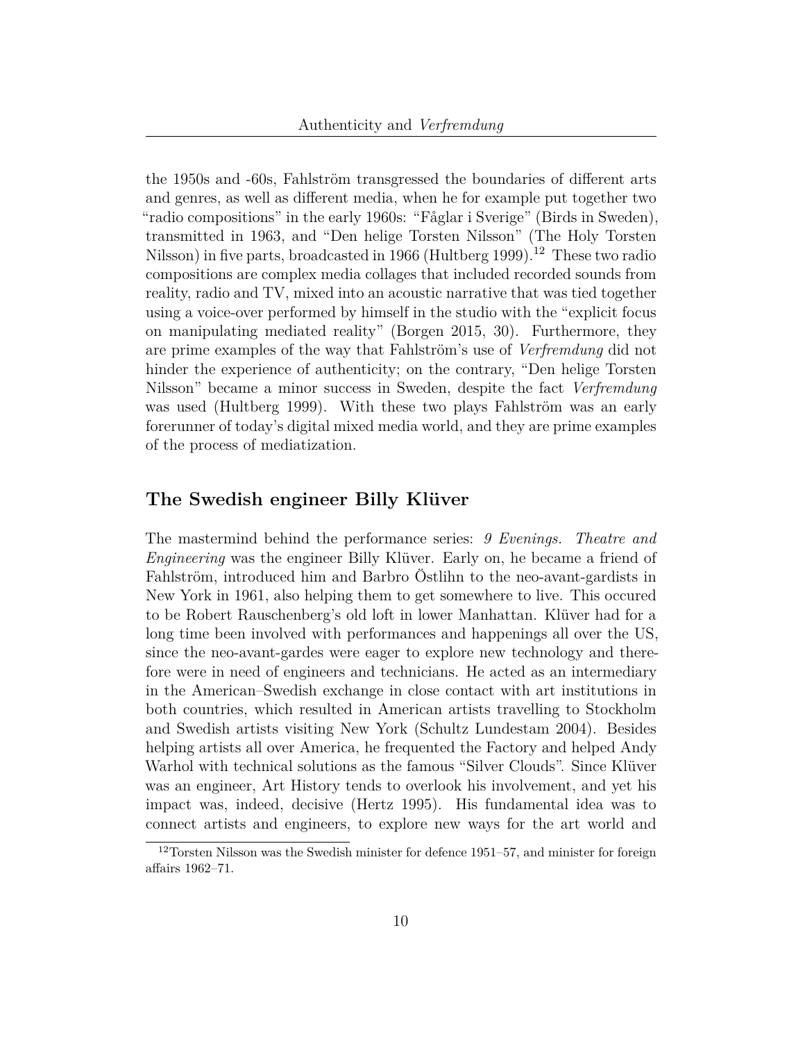the 1950s and -60s, Fahlström transgressed the boundaries of different arts and genres, as well as different media, when he for example put together two "radio compositions" in the early 1960s: "Fåglar i Sverige" (Birds in Sweden), transmitted in 1963, and "Den helige Torsten Nilsson" (The Holy Torsten Nilsson) in five parts, broadcasted in 1966 (Hultberg 1999).[12] These two radio compositions are complex media collages that included recorded sounds from reality, radio and TV, mixed into an acoustic narrative that was tied together using a voice-over performed by himself in the studio with the "explicit focus on manipulating mediated reality" (Borgen 2015, 30). Furthermore, they are prime examples of the way that Fahlström's use of *Verfremdung* did not hinder the experience of authenticity; on the contrary, "Den helige Torsten Nilsson" became a minor success in Sweden, despite the fact *Verfremdung* was used (Hultberg 1999). With these two plays Fahlström was an early forerunner of today's digital mixed media world, and they are prime examples of the process of mediatization.

## The Swedish engineer Billy Klüver

The mastermind behind the performance series: *9 Evenings. Theatre and Engineering* was the engineer Billy Klüver. Early on, he became a friend of Fahlström, introduced him and Barbro Östlihn to the neo-avant-gardists in New York in 1961, also helping them to get somewhere to live. This occured to be Robert Rauschenberg's old loft in lower Manhattan. Klüver had for a long time been involved with performances and happenings all over the US, since the neo-avant-gardes were eager to explore new technology and therefore were in need of engineers and technicians. He acted as an intermediary in the American–Swedish exchange in close contact with art institutions in both countries, which resulted in American artists travelling to Stockholm and Swedish artists visiting New York (Schultz Lundestam 2004). Besides helping artists all over America, he frequented the Factory and helped Andy Warhol with technical solutions as the famous "Silver Clouds". Since Klüver was an engineer, Art History tends to overlook his involvement, and yet his impact was, indeed, decisive (Hertz 1995). His fundamental idea was to connect artists and engineers, to explore new ways for the art world and

[12] Torsten Nilsson was the Swedish minister for defence 1951–57, and minister for foreign affairs 1962–71.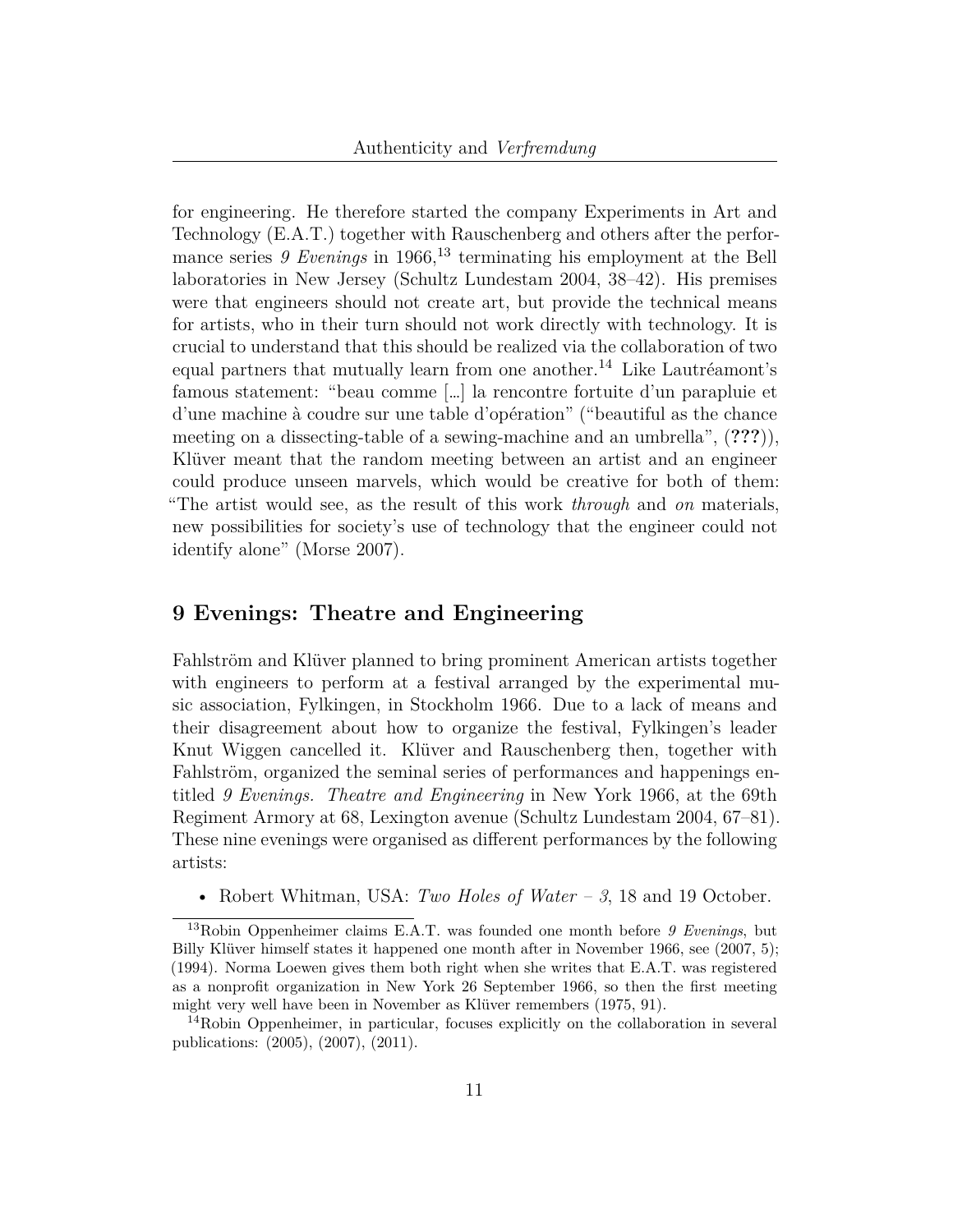for engineering. He therefore started the company Experiments in Art and Technology (E.A.T.) together with Rauschenberg and others after the performance series *9 Evenings* in 1966,[13] terminating his employment at the Bell laboratories in New Jersey (Schultz Lundestam 2004, 38–42). His premises were that engineers should not create art, but provide the technical means for artists, who in their turn should not work directly with technology. It is crucial to understand that this should be realized via the collaboration of two equal partners that mutually learn from one another.[14] Like Lautréamont's famous statement: "beau comme […] la rencontre fortuite d'un parapluie et d'une machine à coudre sur une table d'opération" ("beautiful as the chance meeting on a dissecting-table of a sewing-machine and an umbrella", (**???**)), Klüver meant that the random meeting between an artist and an engineer could produce unseen marvels, which would be creative for both of them: "The artist would see, as the result of this work *through* and *on* materials, new possibilities for society's use of technology that the engineer could not identify alone" (Morse 2007).

## 9 Evenings: Theatre and Engineering

Fahlström and Klüver planned to bring prominent American artists together with engineers to perform at a festival arranged by the experimental music association, Fylkingen, in Stockholm 1966. Due to a lack of means and their disagreement about how to organize the festival, Fylkingen's leader Knut Wiggen cancelled it. Klüver and Rauschenberg then, together with Fahlström, organized the seminal series of performances and happenings entitled *9 Evenings. Theatre and Engineering* in New York 1966, at the 69th Regiment Armory at 68, Lexington avenue (Schultz Lundestam 2004, 67–81). These nine evenings were organised as different performances by the following artists:

- Robert Whitman, USA: *Two Holes of Water – 3*, 18 and 19 October.

[13] Robin Oppenheimer claims E.A.T. was founded one month before *9 Evenings*, but Billy Klüver himself states it happened one month after in November 1966, see (2007, 5); (1994). Norma Loewen gives them both right when she writes that E.A.T. was registered as a nonprofit organization in New York 26 September 1966, so then the first meeting might very well have been in November as Klüver remembers (1975, 91).

[14] Robin Oppenheimer, in particular, focuses explicitly on the collaboration in several publications: (2005), (2007), (2011).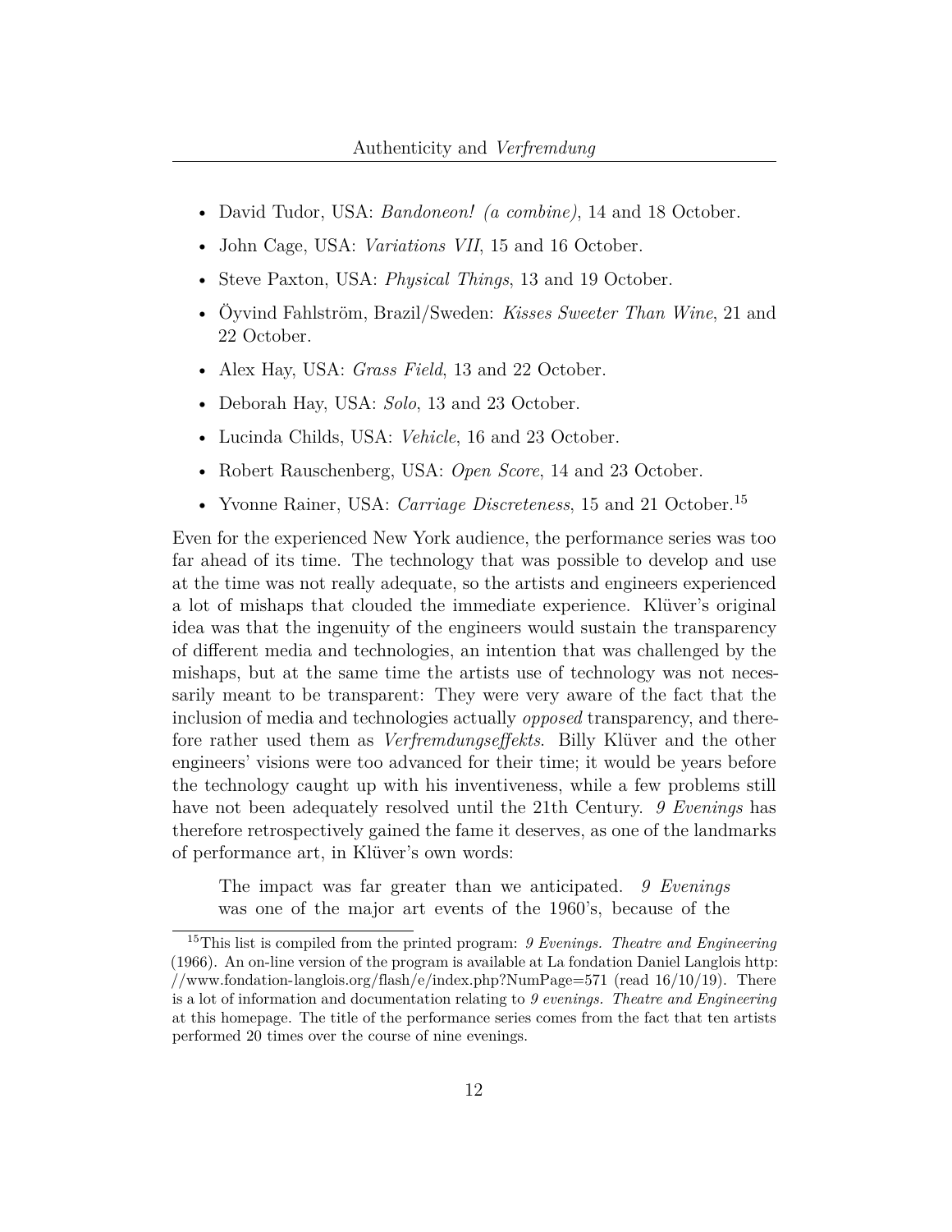- David Tudor, USA: *Bandoneon! (a combine)*, 14 and 18 October.
- John Cage, USA: *Variations VII*, 15 and 16 October.
- Steve Paxton, USA: *Physical Things*, 13 and 19 October.
- Öyvind Fahlström, Brazil/Sweden: *Kisses Sweeter Than Wine*, 21 and 22 October.
- Alex Hay, USA: *Grass Field*, 13 and 22 October.
- Deborah Hay, USA: *Solo*, 13 and 23 October.
- Lucinda Childs, USA: *Vehicle*, 16 and 23 October.
- Robert Rauschenberg, USA: *Open Score*, 14 and 23 October.
- Yvonne Rainer, USA: *Carriage Discreteness*, 15 and 21 October.[15]

Even for the experienced New York audience, the performance series was too far ahead of its time. The technology that was possible to develop and use at the time was not really adequate, so the artists and engineers experienced a lot of mishaps that clouded the immediate experience. Klüver's original idea was that the ingenuity of the engineers would sustain the transparency of different media and technologies, an intention that was challenged by the mishaps, but at the same time the artists use of technology was not necessarily meant to be transparent: They were very aware of the fact that the inclusion of media and technologies actually *opposed* transparency, and therefore rather used them as *Verfremdungseffekts*. Billy Klüver and the other engineers' visions were too advanced for their time; it would be years before the technology caught up with his inventiveness, while a few problems still have not been adequately resolved until the 21th Century. *9 Evenings* has therefore retrospectively gained the fame it deserves, as one of the landmarks of performance art, in Klüver's own words:

> The impact was far greater than we anticipated. *9 Evenings* was one of the major art events of the 1960's, because of the

[15] This list is compiled from the printed program: *9 Evenings. Theatre and Engineering* (1966). An on-line version of the program is available at La fondation Daniel Langlois http://www.fondation-langlois.org/flash/e/index.php?NumPage=571 (read 16/10/19). There is a lot of information and documentation relating to *9 evenings. Theatre and Engineering* at this homepage. The title of the performance series comes from the fact that ten artists performed 20 times over the course of nine evenings.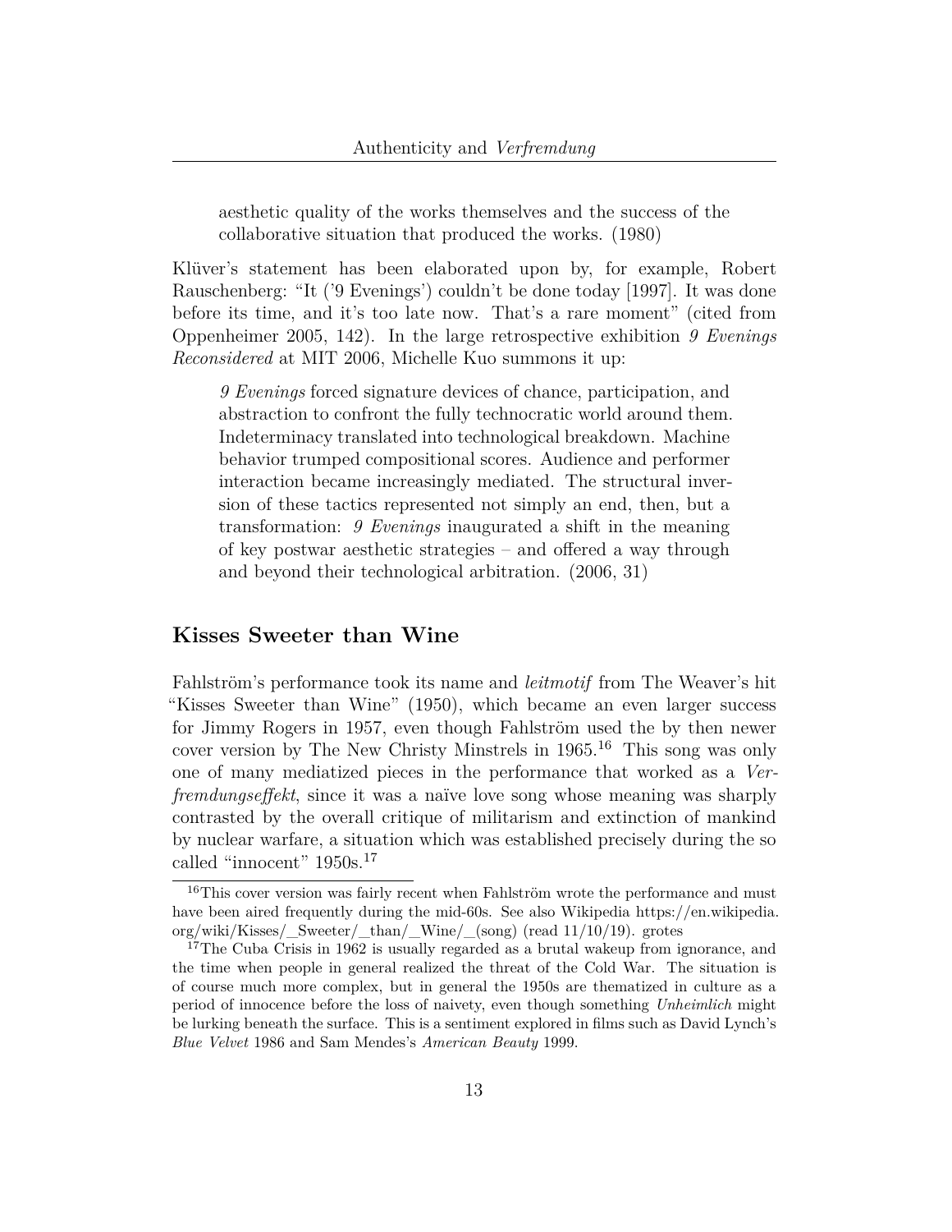> aesthetic quality of the works themselves and the success of the collaborative situation that produced the works. (1980)

Klüver's statement has been elaborated upon by, for example, Robert Rauschenberg: "It ('9 Evenings') couldn't be done today [1997]. It was done before its time, and it's too late now. That's a rare moment" (cited from Oppenheimer 2005, 142). In the large retrospective exhibition *9 Evenings Reconsidered* at MIT 2006, Michelle Kuo summons it up:

> *9 Evenings* forced signature devices of chance, participation, and abstraction to confront the fully technocratic world around them. Indeterminacy translated into technological breakdown. Machine behavior trumped compositional scores. Audience and performer interaction became increasingly mediated. The structural inversion of these tactics represented not simply an end, then, but a transformation: *9 Evenings* inaugurated a shift in the meaning of key postwar aesthetic strategies – and offered a way through and beyond their technological arbitration. (2006, 31)

## Kisses Sweeter than Wine

Fahlström's performance took its name and *leitmotif* from The Weaver's hit "Kisses Sweeter than Wine" (1950), which became an even larger success for Jimmy Rogers in 1957, even though Fahlström used the by then newer cover version by The New Christy Minstrels in 1965.[16] This song was only one of many mediatized pieces in the performance that worked as a *Verfremdungseffekt*, since it was a naïve love song whose meaning was sharply contrasted by the overall critique of militarism and extinction of mankind by nuclear warfare, a situation which was established precisely during the so called "innocent" 1950s.[17]

[16] This cover version was fairly recent when Fahlström wrote the performance and must have been aired frequently during the mid-60s. See also Wikipedia https://en.wikipedia.org/wiki/Kisses/_Sweeter/_than/_Wine/_(song) (read 11/10/19). grotes

[17] The Cuba Crisis in 1962 is usually regarded as a brutal wakeup from ignorance, and the time when people in general realized the threat of the Cold War. The situation is of course much more complex, but in general the 1950s are thematized in culture as a period of innocence before the loss of naivety, even though something *Unheimlich* might be lurking beneath the surface. This is a sentiment explored in films such as David Lynch's *Blue Velvet* 1986 and Sam Mendes's *American Beauty* 1999.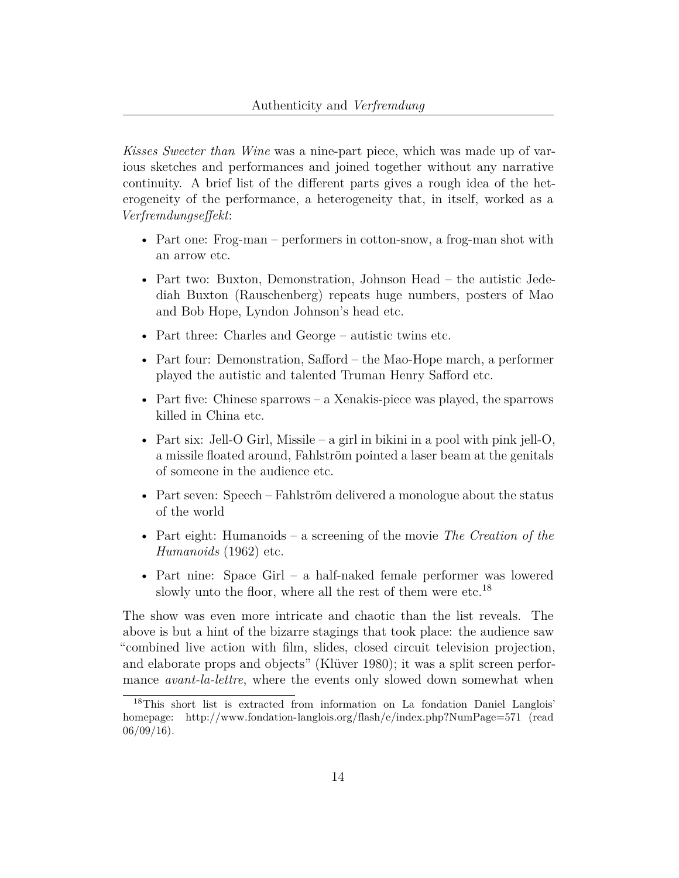*Kisses Sweeter than Wine* was a nine-part piece, which was made up of various sketches and performances and joined together without any narrative continuity. A brief list of the different parts gives a rough idea of the heterogeneity of the performance, a heterogeneity that, in itself, worked as a *Verfremdungseffekt*:

- Part one: Frog-man – performers in cotton-snow, a frog-man shot with an arrow etc.
- Part two: Buxton, Demonstration, Johnson Head – the autistic Jedediah Buxton (Rauschenberg) repeats huge numbers, posters of Mao and Bob Hope, Lyndon Johnson's head etc.
- Part three: Charles and George – autistic twins etc.
- Part four: Demonstration, Safford – the Mao-Hope march, a performer played the autistic and talented Truman Henry Safford etc.
- Part five: Chinese sparrows – a Xenakis-piece was played, the sparrows killed in China etc.
- Part six: Jell-O Girl, Missile – a girl in bikini in a pool with pink jell-O, a missile floated around, Fahlström pointed a laser beam at the genitals of someone in the audience etc.
- Part seven: Speech – Fahlström delivered a monologue about the status of the world
- Part eight: Humanoids – a screening of the movie *The Creation of the Humanoids* (1962) etc.
- Part nine: Space Girl – a half-naked female performer was lowered slowly unto the floor, where all the rest of them were etc.[18]

The show was even more intricate and chaotic than the list reveals. The above is but a hint of the bizarre stagings that took place: the audience saw "combined live action with film, slides, closed circuit television projection, and elaborate props and objects" (Klüver 1980); it was a split screen performance *avant-la-lettre*, where the events only slowed down somewhat when

[18] This short list is extracted from information on La fondation Daniel Langlois' homepage: http://www.fondation-langlois.org/flash/e/index.php?NumPage=571 (read 06/09/16).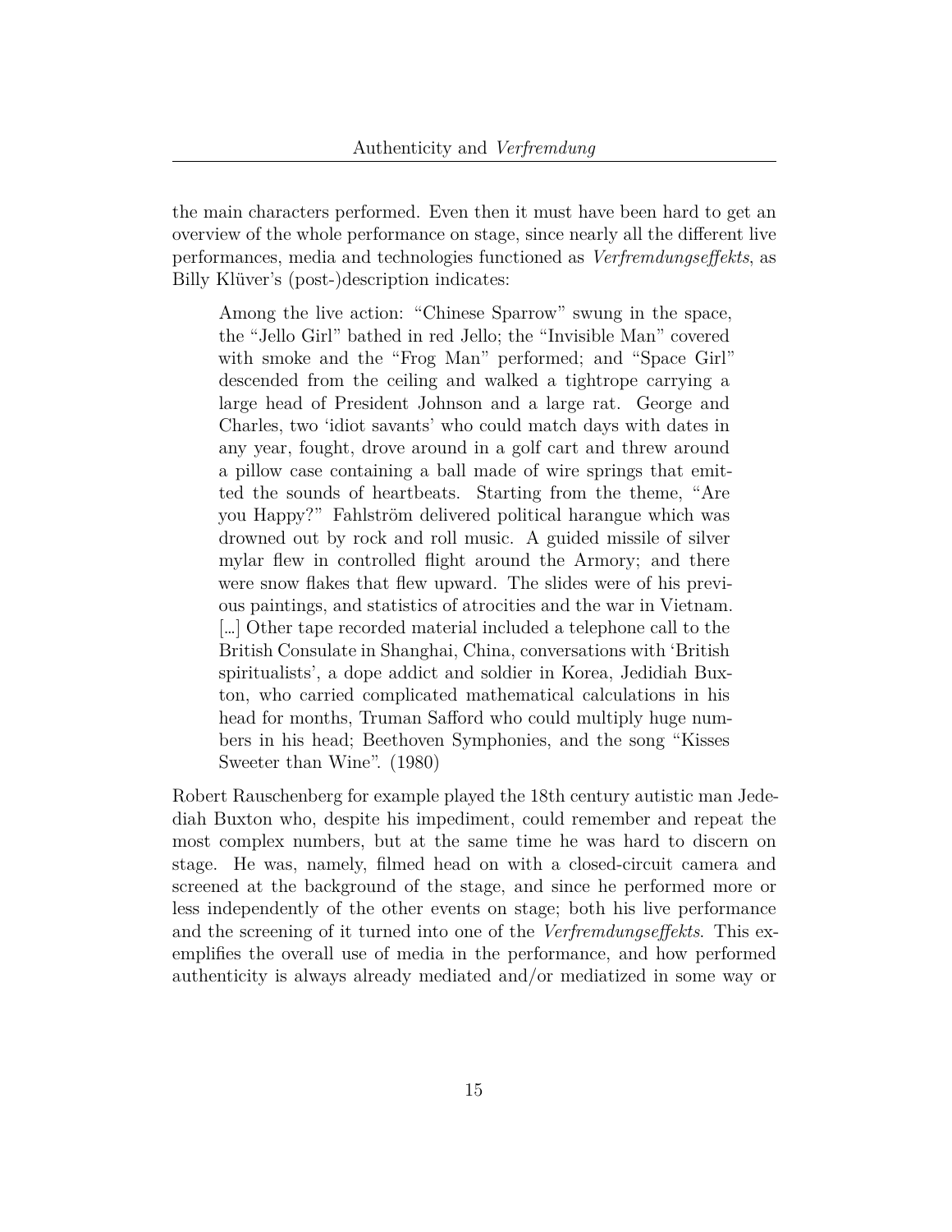the main characters performed. Even then it must have been hard to get an overview of the whole performance on stage, since nearly all the different live performances, media and technologies functioned as *Verfremdungseffekts*, as Billy Klüver's (post-)description indicates:

> Among the live action: "Chinese Sparrow" swung in the space, the "Jello Girl" bathed in red Jello; the "Invisible Man" covered with smoke and the "Frog Man" performed; and "Space Girl" descended from the ceiling and walked a tightrope carrying a large head of President Johnson and a large rat. George and Charles, two 'idiot savants' who could match days with dates in any year, fought, drove around in a golf cart and threw around a pillow case containing a ball made of wire springs that emitted the sounds of heartbeats. Starting from the theme, "Are you Happy?" Fahlström delivered political harangue which was drowned out by rock and roll music. A guided missile of silver mylar flew in controlled flight around the Armory; and there were snow flakes that flew upward. The slides were of his previous paintings, and statistics of atrocities and the war in Vietnam. […] Other tape recorded material included a telephone call to the British Consulate in Shanghai, China, conversations with 'British spiritualists', a dope addict and soldier in Korea, Jedidiah Buxton, who carried complicated mathematical calculations in his head for months, Truman Safford who could multiply huge numbers in his head; Beethoven Symphonies, and the song "Kisses Sweeter than Wine". (1980)

Robert Rauschenberg for example played the 18th century autistic man Jedediah Buxton who, despite his impediment, could remember and repeat the most complex numbers, but at the same time he was hard to discern on stage. He was, namely, filmed head on with a closed-circuit camera and screened at the background of the stage, and since he performed more or less independently of the other events on stage; both his live performance and the screening of it turned into one of the *Verfremdungseffekts*. This exemplifies the overall use of media in the performance, and how performed authenticity is always already mediated and/or mediatized in some way or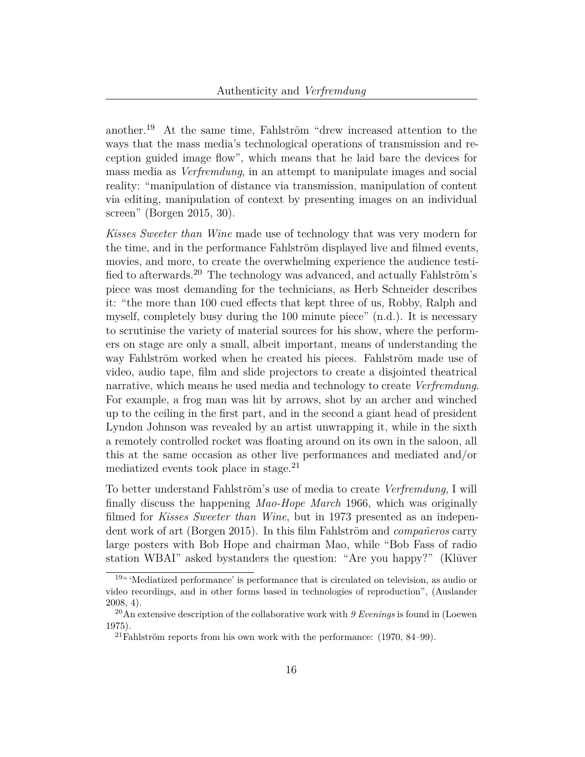another.[19] At the same time, Fahlström "drew increased attention to the ways that the mass media's technological operations of transmission and reception guided image flow", which means that he laid bare the devices for mass media as *Verfremdung*, in an attempt to manipulate images and social reality: "manipulation of distance via transmission, manipulation of content via editing, manipulation of context by presenting images on an individual screen" (Borgen 2015, 30).

*Kisses Sweeter than Wine* made use of technology that was very modern for the time, and in the performance Fahlström displayed live and filmed events, movies, and more, to create the overwhelming experience the audience testified to afterwards.[20] The technology was advanced, and actually Fahlström's piece was most demanding for the technicians, as Herb Schneider describes it: "the more than 100 cued effects that kept three of us, Robby, Ralph and myself, completely busy during the 100 minute piece" (n.d.). It is necessary to scrutinise the variety of material sources for his show, where the performers on stage are only a small, albeit important, means of understanding the way Fahlström worked when he created his pieces. Fahlström made use of video, audio tape, film and slide projectors to create a disjointed theatrical narrative, which means he used media and technology to create *Verfremdung*. For example, a frog man was hit by arrows, shot by an archer and winched up to the ceiling in the first part, and in the second a giant head of president Lyndon Johnson was revealed by an artist unwrapping it, while in the sixth a remotely controlled rocket was floating around on its own in the saloon, all this at the same occasion as other live performances and mediated and/or mediatized events took place in stage.[21]

To better understand Fahlström's use of media to create *Verfremdung*, I will finally discuss the happening *Mao-Hope March* 1966, which was originally filmed for *Kisses Sweeter than Wine*, but in 1973 presented as an independent work of art (Borgen 2015). In this film Fahlström and *compañeros* carry large posters with Bob Hope and chairman Mao, while "Bob Fass of radio station WBAI" asked bystanders the question: "Are you happy?" (Klüver

---

[19] " 'Mediatized performance' is performance that is circulated on television, as audio or video recordings, and in other forms based in technologies of reproduction", (Auslander 2008, 4).

[20] An extensive description of the collaborative work with *9 Evenings* is found in (Loewen 1975).

[21] Fahlström reports from his own work with the performance: (1970, 84–99).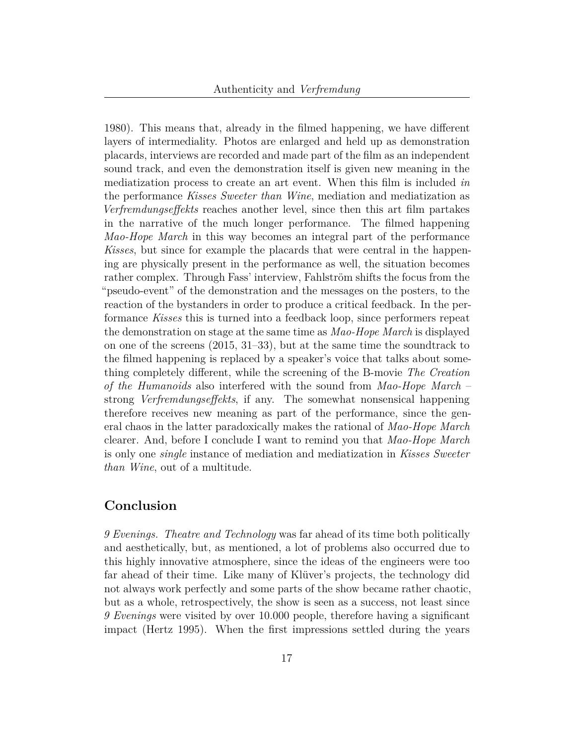1980). This means that, already in the filmed happening, we have different layers of intermediality. Photos are enlarged and held up as demonstration placards, interviews are recorded and made part of the film as an independent sound track, and even the demonstration itself is given new meaning in the mediatization process to create an art event. When this film is included *in* the performance *Kisses Sweeter than Wine*, mediation and mediatization as *Verfremdungseffekts* reaches another level, since then this art film partakes in the narrative of the much longer performance. The filmed happening *Mao-Hope March* in this way becomes an integral part of the performance *Kisses*, but since for example the placards that were central in the happening are physically present in the performance as well, the situation becomes rather complex. Through Fass' interview, Fahlström shifts the focus from the "pseudo-event" of the demonstration and the messages on the posters, to the reaction of the bystanders in order to produce a critical feedback. In the performance *Kisses* this is turned into a feedback loop, since performers repeat the demonstration on stage at the same time as *Mao-Hope March* is displayed on one of the screens (2015, 31–33), but at the same time the soundtrack to the filmed happening is replaced by a speaker's voice that talks about something completely different, while the screening of the B-movie *The Creation of the Humanoids* also interfered with the sound from *Mao-Hope March* – strong *Verfremdungseffekts*, if any. The somewhat nonsensical happening therefore receives new meaning as part of the performance, since the general chaos in the latter paradoxically makes the rational of *Mao-Hope March* clearer. And, before I conclude I want to remind you that *Mao-Hope March* is only one *single* instance of mediation and mediatization in *Kisses Sweeter than Wine*, out of a multitude.

## Conclusion

*9 Evenings. Theatre and Technology* was far ahead of its time both politically and aesthetically, but, as mentioned, a lot of problems also occurred due to this highly innovative atmosphere, since the ideas of the engineers were too far ahead of their time. Like many of Klüver's projects, the technology did not always work perfectly and some parts of the show became rather chaotic, but as a whole, retrospectively, the show is seen as a success, not least since *9 Evenings* were visited by over 10.000 people, therefore having a significant impact (Hertz 1995). When the first impressions settled during the years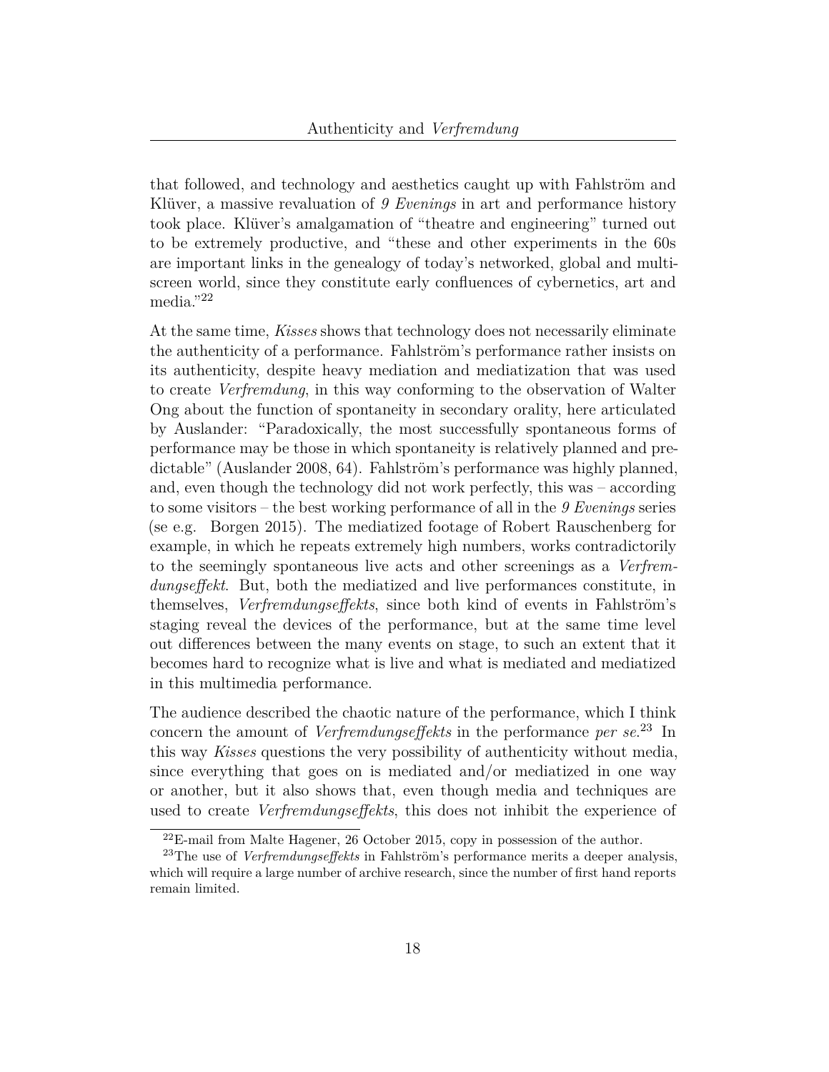that followed, and technology and aesthetics caught up with Fahlström and Klüver, a massive revaluation of *9 Evenings* in art and performance history took place. Klüver's amalgamation of "theatre and engineering" turned out to be extremely productive, and "these and other experiments in the 60s are important links in the genealogy of today's networked, global and multi-screen world, since they constitute early confluences of cybernetics, art and media."[22]

At the same time, *Kisses* shows that technology does not necessarily eliminate the authenticity of a performance. Fahlström's performance rather insists on its authenticity, despite heavy mediation and mediatization that was used to create *Verfremdung*, in this way conforming to the observation of Walter Ong about the function of spontaneity in secondary orality, here articulated by Auslander: "Paradoxically, the most successfully spontaneous forms of performance may be those in which spontaneity is relatively planned and predictable" (Auslander 2008, 64). Fahlström's performance was highly planned, and, even though the technology did not work perfectly, this was – according to some visitors – the best working performance of all in the *9 Evenings* series (se e.g. Borgen 2015). The mediatized footage of Robert Rauschenberg for example, in which he repeats extremely high numbers, works contradictorily to the seemingly spontaneous live acts and other screenings as a *Verfremdungseffekt*. But, both the mediatized and live performances constitute, in themselves, *Verfremdungseffekts*, since both kind of events in Fahlström's staging reveal the devices of the performance, but at the same time level out differences between the many events on stage, to such an extent that it becomes hard to recognize what is live and what is mediated and mediatized in this multimedia performance.

The audience described the chaotic nature of the performance, which I think concern the amount of *Verfremdungseffekts* in the performance *per se*.[23] In this way *Kisses* questions the very possibility of authenticity without media, since everything that goes on is mediated and/or mediatized in one way or another, but it also shows that, even though media and techniques are used to create *Verfremdungseffekts*, this does not inhibit the experience of

[22] E-mail from Malte Hagener, 26 October 2015, copy in possession of the author.

[23] The use of *Verfremdungseffekts* in Fahlström's performance merits a deeper analysis, which will require a large number of archive research, since the number of first hand reports remain limited.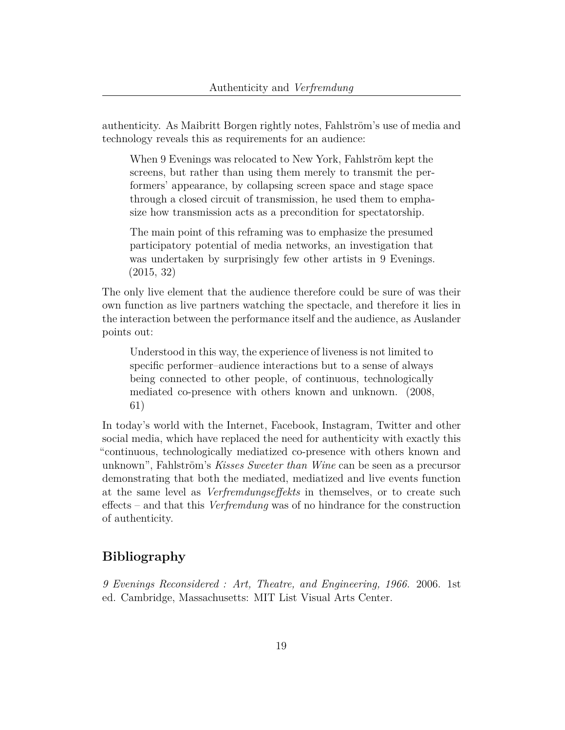authenticity. As Maibritt Borgen rightly notes, Fahlström's use of media and technology reveals this as requirements for an audience:

> When 9 Evenings was relocated to New York, Fahlström kept the screens, but rather than using them merely to transmit the performers' appearance, by collapsing screen space and stage space through a closed circuit of transmission, he used them to emphasize how transmission acts as a precondition for spectatorship.
>
> The main point of this reframing was to emphasize the presumed participatory potential of media networks, an investigation that was undertaken by surprisingly few other artists in 9 Evenings. (2015, 32)

The only live element that the audience therefore could be sure of was their own function as live partners watching the spectacle, and therefore it lies in the interaction between the performance itself and the audience, as Auslander points out:

> Understood in this way, the experience of liveness is not limited to specific performer–audience interactions but to a sense of always being connected to other people, of continuous, technologically mediated co-presence with others known and unknown. (2008, 61)

In today's world with the Internet, Facebook, Instagram, Twitter and other social media, which have replaced the need for authenticity with exactly this "continuous, technologically mediatized co-presence with others known and unknown", Fahlström's *Kisses Sweeter than Wine* can be seen as a precursor demonstrating that both the mediated, mediatized and live events function at the same level as *Verfremdungseffekts* in themselves, or to create such effects – and that this *Verfremdung* was of no hindrance for the construction of authenticity.

## Bibliography

*9 Evenings Reconsidered : Art, Theatre, and Engineering, 1966.* 2006. 1st ed. Cambridge, Massachusetts: MIT List Visual Arts Center.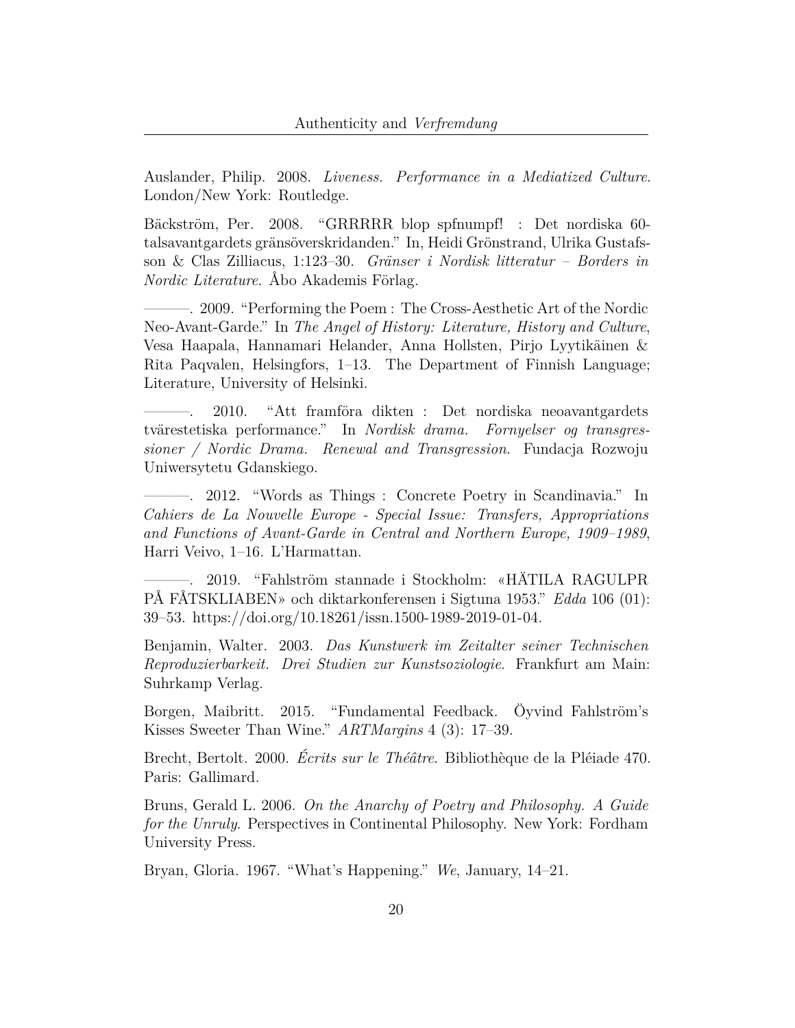Auslander, Philip. 2008. *Liveness. Performance in a Mediatized Culture*. London/New York: Routledge.

Bäckström, Per. 2008. "GRRRRR blop spfnumpf! : Det nordiska 60-talsavantgardets gränsöverskridanden." In, Heidi Grönstrand, Ulrika Gustafsson & Clas Zilliacus, 1:123–30. *Gränser i Nordisk litteratur – Borders in Nordic Literature*. Åbo Akademis Förlag.

———. 2009. "Performing the Poem : The Cross-Aesthetic Art of the Nordic Neo-Avant-Garde." In *The Angel of History: Literature, History and Culture*, Vesa Haapala, Hannamari Helander, Anna Hollsten, Pirjo Lyytikäinen & Rita Paqvalen, Helsingfors, 1–13. The Department of Finnish Language; Literature, University of Helsinki.

———. 2010. "Att framföra dikten : Det nordiska neoavantgardets tvärestetiska performance." In *Nordisk drama. Fornyelser og transgressioner / Nordic Drama. Renewal and Transgression*. Fundacja Rozwoju Uniwersytetu Gdanskiego.

———. 2012. "Words as Things : Concrete Poetry in Scandinavia." In *Cahiers de La Nouvelle Europe - Special Issue: Transfers, Appropriations and Functions of Avant-Garde in Central and Northern Europe, 1909–1989*, Harri Veivo, 1–16. L'Harmattan.

———. 2019. "Fahlström stannade i Stockholm: «HÄTILA RAGULPR PÅ FÅTSKLIABEN» och diktarkonferensen i Sigtuna 1953." *Edda* 106 (01): 39–53. https://doi.org/10.18261/issn.1500-1989-2019-01-04.

Benjamin, Walter. 2003. *Das Kunstwerk im Zeitalter seiner Technischen Reproduzierbarkeit. Drei Studien zur Kunstsoziologie*. Frankfurt am Main: Suhrkamp Verlag.

Borgen, Maibritt. 2015. "Fundamental Feedback. Öyvind Fahlström's Kisses Sweeter Than Wine." *ARTMargins* 4 (3): 17–39.

Brecht, Bertolt. 2000. *Écrits sur le Théâtre*. Bibliothèque de la Pléiade 470. Paris: Gallimard.

Bruns, Gerald L. 2006. *On the Anarchy of Poetry and Philosophy. A Guide for the Unruly*. Perspectives in Continental Philosophy. New York: Fordham University Press.

Bryan, Gloria. 1967. "What's Happening." *We*, January, 14–21.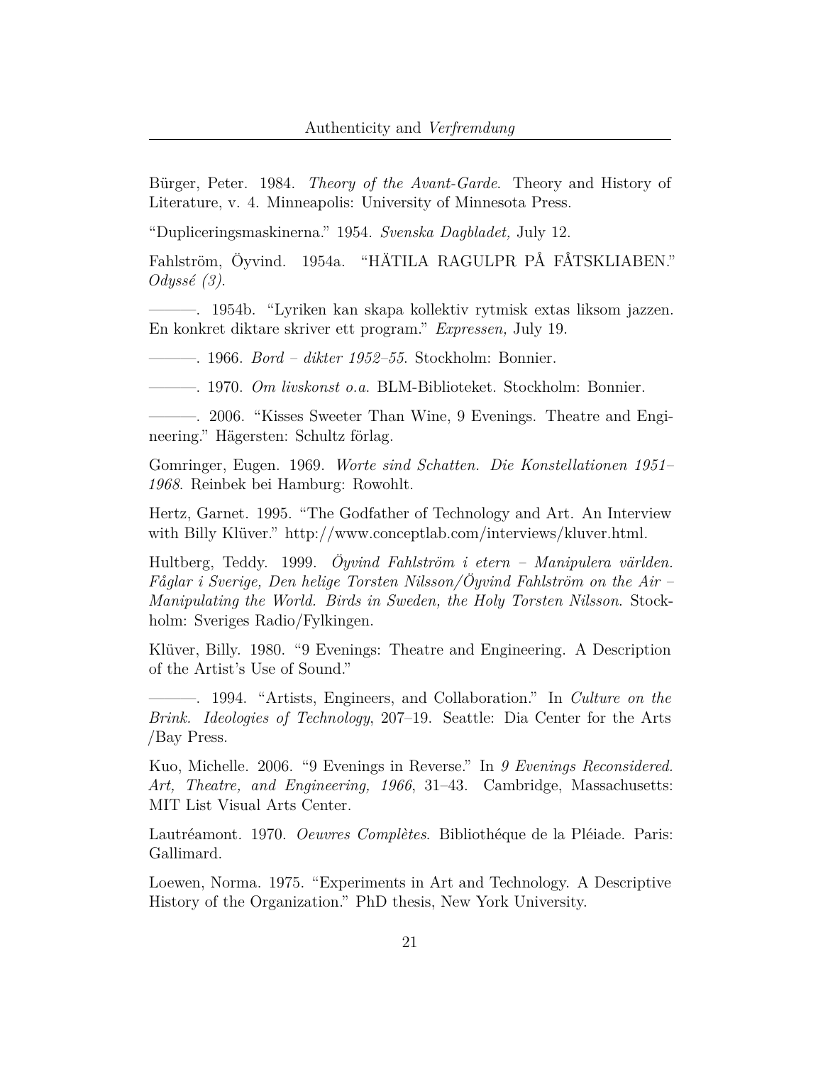Bürger, Peter. 1984. *Theory of the Avant-Garde*. Theory and History of Literature, v. 4. Minneapolis: University of Minnesota Press.

"Dupliceringsmaskinerna." 1954. *Svenska Dagbladet,* July 12.

Fahlström, Öyvind. 1954a. "HÄTILA RAGULPR PÅ FÅTSKLIABEN." *Odyssé (3)*.

———. 1954b. "Lyriken kan skapa kollektiv rytmisk extas liksom jazzen. En konkret diktare skriver ett program." *Expressen,* July 19.

———. 1966. *Bord – dikter 1952–55*. Stockholm: Bonnier.

———. 1970. *Om livskonst o.a.* BLM-Biblioteket. Stockholm: Bonnier.

———. 2006. "Kisses Sweeter Than Wine, 9 Evenings. Theatre and Engineering." Hägersten: Schultz förlag.

Gomringer, Eugen. 1969. *Worte sind Schatten. Die Konstellationen 1951–1968*. Reinbek bei Hamburg: Rowohlt.

Hertz, Garnet. 1995. "The Godfather of Technology and Art. An Interview with Billy Klüver." http://www.conceptlab.com/interviews/kluver.html.

Hultberg, Teddy. 1999. *Öyvind Fahlström i etern – Manipulera världen. Fåglar i Sverige, Den helige Torsten Nilsson/Öyvind Fahlström on the Air – Manipulating the World. Birds in Sweden, the Holy Torsten Nilsson*. Stockholm: Sveriges Radio/Fylkingen.

Klüver, Billy. 1980. "9 Evenings: Theatre and Engineering. A Description of the Artist's Use of Sound."

———. 1994. "Artists, Engineers, and Collaboration." In *Culture on the Brink. Ideologies of Technology*, 207–19. Seattle: Dia Center for the Arts /Bay Press.

Kuo, Michelle. 2006. "9 Evenings in Reverse." In *9 Evenings Reconsidered. Art, Theatre, and Engineering, 1966*, 31–43. Cambridge, Massachusetts: MIT List Visual Arts Center.

Lautréamont. 1970. *Oeuvres Complètes*. Bibliothéque de la Pléiade. Paris: Gallimard.

Loewen, Norma. 1975. "Experiments in Art and Technology. A Descriptive History of the Organization." PhD thesis, New York University.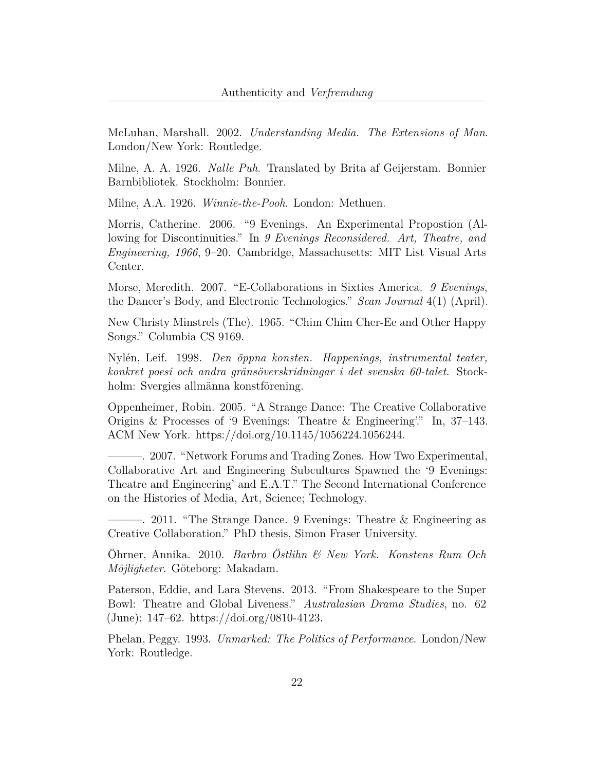McLuhan, Marshall. 2002. *Understanding Media. The Extensions of Man*. London/New York: Routledge.

Milne, A. A. 1926. *Nalle Puh*. Translated by Brita af Geijerstam. Bonnier Barnbibliotek. Stockholm: Bonnier.

Milne, A.A. 1926. *Winnie-the-Pooh*. London: Methuen.

Morris, Catherine. 2006. “9 Evenings. An Experimental Propostion (Allowing for Discontinuities.” In *9 Evenings Reconsidered. Art, Theatre, and Engineering, 1966*, 9–20. Cambridge, Massachusetts: MIT List Visual Arts Center.

Morse, Meredith. 2007. “E-Collaborations in Sixties America. *9 Evenings*, the Dancer’s Body, and Electronic Technologies.” *Scan Journal* 4(1) (April).

New Christy Minstrels (The). 1965. “Chim Chim Cher-Ee and Other Happy Songs.” Columbia CS 9169.

Nylén, Leif. 1998. *Den öppna konsten. Happenings, instrumental teater, konkret poesi och andra gränsöverskridningar i det svenska 60-talet*. Stockholm: Svergies allmänna konstförening.

Oppenheimer, Robin. 2005. “A Strange Dance: The Creative Collaborative Origins & Processes of ‘9 Evenings: Theatre & Engineering’.” In, 37–143. ACM New York. https://doi.org/10.1145/1056224.1056244.

———. 2007. “Network Forums and Trading Zones. How Two Experimental, Collaborative Art and Engineering Subcultures Spawned the ‘9 Evenings: Theatre and Engineering’ and E.A.T.” The Second International Conference on the Histories of Media, Art, Science; Technology.

———. 2011. “The Strange Dance. 9 Evenings: Theatre & Engineering as Creative Collaboration.” PhD thesis, Simon Fraser University.

Öhrner, Annika. 2010. *Barbro Östlihn & New York. Konstens Rum Och Möjligheter*. Göteborg: Makadam.

Paterson, Eddie, and Lara Stevens. 2013. “From Shakespeare to the Super Bowl: Theatre and Global Liveness.” *Australasian Drama Studies*, no. 62 (June): 147–62. https://doi.org/0810-4123.

Phelan, Peggy. 1993. *Unmarked: The Politics of Performance*. London/New York: Routledge.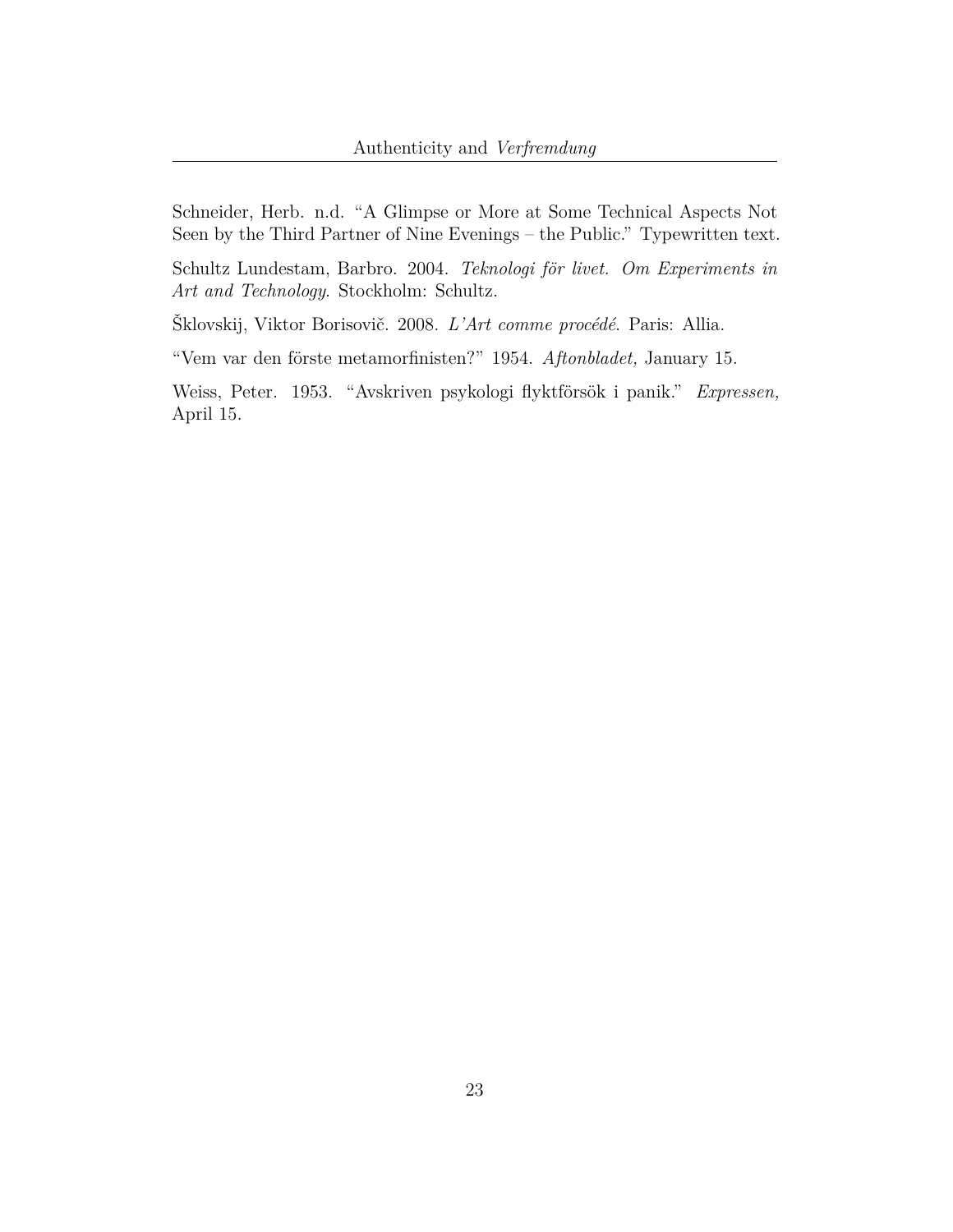Schneider, Herb. n.d. "A Glimpse or More at Some Technical Aspects Not Seen by the Third Partner of Nine Evenings – the Public." Typewritten text.

Schultz Lundestam, Barbro. 2004. *Teknologi för livet. Om Experiments in Art and Technology*. Stockholm: Schultz.

Šklovskij, Viktor Borisovič. 2008. *L'Art comme procédé*. Paris: Allia.

"Vem var den förste metamorfinisten?" 1954. *Aftonbladet,* January 15.

Weiss, Peter. 1953. "Avskriven psykologi flyktförsök i panik." *Expressen,* April 15.